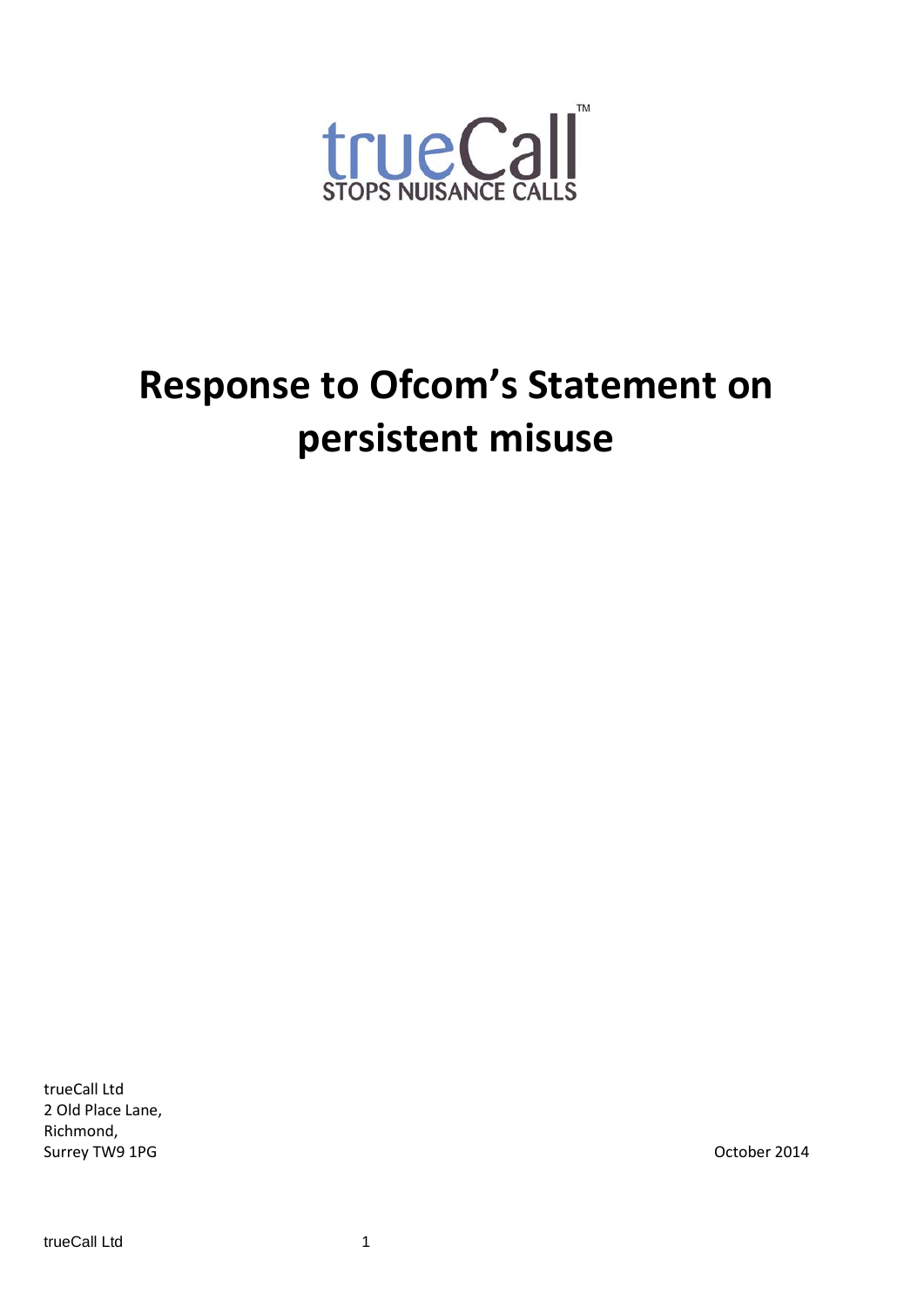trueCall™

STOPS NUISANCE CALLS

# Response to Ofcom's Statement on persistent misuse

trueCall Ltd
2 Old Place Lane,
Richmond,
Surrey TW9 1PG

October 2014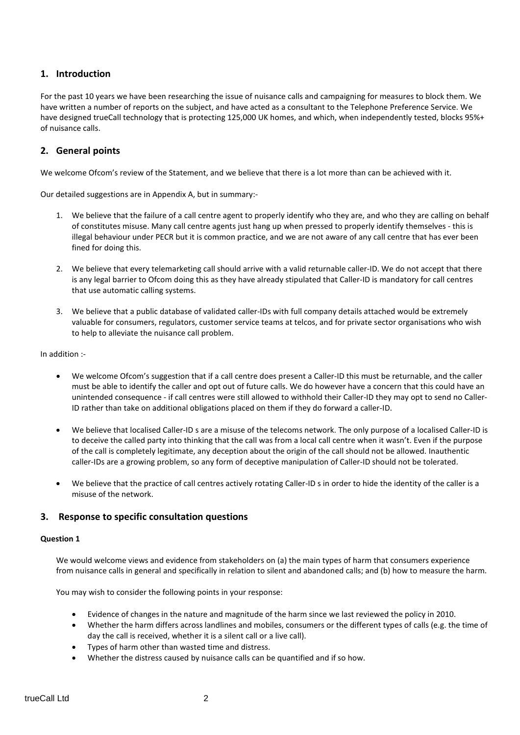## 1. Introduction

For the past 10 years we have been researching the issue of nuisance calls and campaigning for measures to block them. We have written a number of reports on the subject, and have acted as a consultant to the Telephone Preference Service. We have designed trueCall technology that is protecting 125,000 UK homes, and which, when independently tested, blocks 95%+ of nuisance calls.

## 2. General points

We welcome Ofcom's review of the Statement, and we believe that there is a lot more than can be achieved with it.

Our detailed suggestions are in Appendix A, but in summary:-

1. We believe that the failure of a call centre agent to properly identify who they are, and who they are calling on behalf of constitutes misuse. Many call centre agents just hang up when pressed to properly identify themselves - this is illegal behaviour under PECR but it is common practice, and we are not aware of any call centre that has ever been fined for doing this.

2. We believe that every telemarketing call should arrive with a valid returnable caller-ID. We do not accept that there is any legal barrier to Ofcom doing this as they have already stipulated that Caller-ID is mandatory for call centres that use automatic calling systems.

3. We believe that a public database of validated caller-IDs with full company details attached would be extremely valuable for consumers, regulators, customer service teams at telcos, and for private sector organisations who wish to help to alleviate the nuisance call problem.

In addition :-

- We welcome Ofcom's suggestion that if a call centre does present a Caller-ID this must be returnable, and the caller must be able to identify the caller and opt out of future calls. We do however have a concern that this could have an unintended consequence - if call centres were still allowed to withhold their Caller-ID they may opt to send no Caller-ID rather than take on additional obligations placed on them if they do forward a caller-ID.

- We believe that localised Caller-ID s are a misuse of the telecoms network. The only purpose of a localised Caller-ID is to deceive the called party into thinking that the call was from a local call centre when it wasn't. Even if the purpose of the call is completely legitimate, any deception about the origin of the call should not be allowed. Inauthentic caller-IDs are a growing problem, so any form of deceptive manipulation of Caller-ID should not be tolerated.

- We believe that the practice of call centres actively rotating Caller-ID s in order to hide the identity of the caller is a misuse of the network.

## 3. Response to specific consultation questions

#### Question 1

We would welcome views and evidence from stakeholders on (a) the main types of harm that consumers experience from nuisance calls in general and specifically in relation to silent and abandoned calls; and (b) how to measure the harm.

You may wish to consider the following points in your response:

- Evidence of changes in the nature and magnitude of the harm since we last reviewed the policy in 2010.
- Whether the harm differs across landlines and mobiles, consumers or the different types of calls (e.g. the time of day the call is received, whether it is a silent call or a live call).
- Types of harm other than wasted time and distress.
- Whether the distress caused by nuisance calls can be quantified and if so how.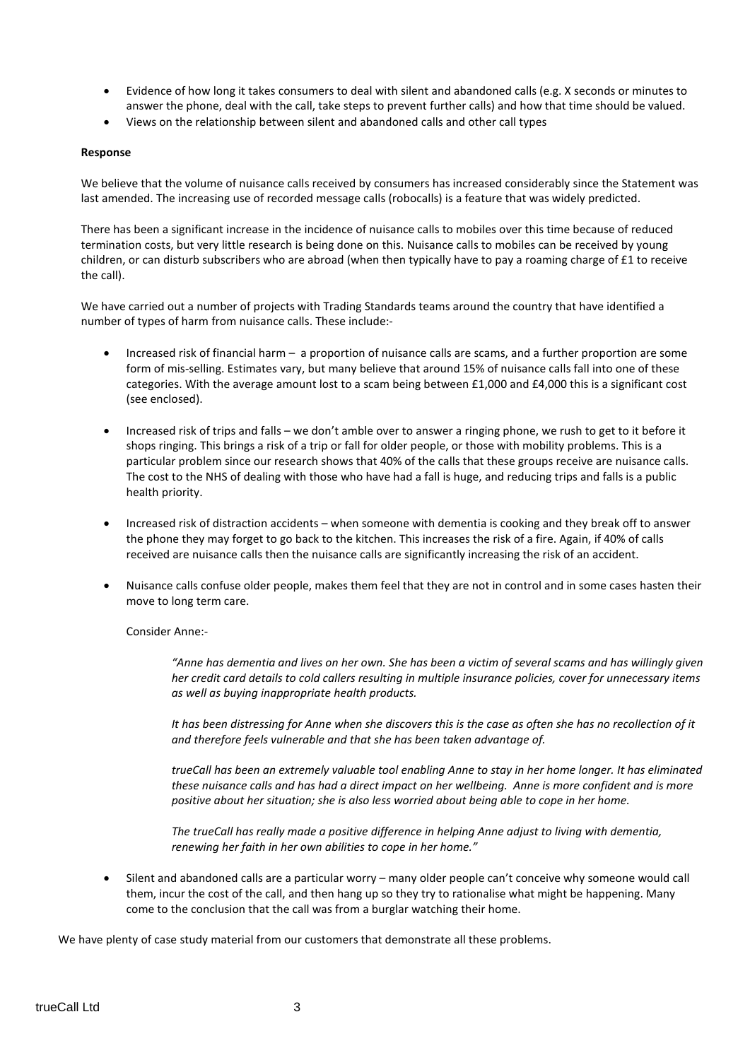- Evidence of how long it takes consumers to deal with silent and abandoned calls (e.g. X seconds or minutes to answer the phone, deal with the call, take steps to prevent further calls) and how that time should be valued.
- Views on the relationship between silent and abandoned calls and other call types

**Response**

We believe that the volume of nuisance calls received by consumers has increased considerably since the Statement was last amended. The increasing use of recorded message calls (robocalls) is a feature that was widely predicted.

There has been a significant increase in the incidence of nuisance calls to mobiles over this time because of reduced termination costs, but very little research is being done on this. Nuisance calls to mobiles can be received by young children, or can disturb subscribers who are abroad (when then typically have to pay a roaming charge of £1 to receive the call).

We have carried out a number of projects with Trading Standards teams around the country that have identified a number of types of harm from nuisance calls. These include:-

- Increased risk of financial harm – a proportion of nuisance calls are scams, and a further proportion are some form of mis-selling. Estimates vary, but many believe that around 15% of nuisance calls fall into one of these categories. With the average amount lost to a scam being between £1,000 and £4,000 this is a significant cost (see enclosed).

- Increased risk of trips and falls – we don't amble over to answer a ringing phone, we rush to get to it before it shops ringing. This brings a risk of a trip or fall for older people, or those with mobility problems. This is a particular problem since our research shows that 40% of the calls that these groups receive are nuisance calls. The cost to the NHS of dealing with those who have had a fall is huge, and reducing trips and falls is a public health priority.

- Increased risk of distraction accidents – when someone with dementia is cooking and they break off to answer the phone they may forget to go back to the kitchen. This increases the risk of a fire. Again, if 40% of calls received are nuisance calls then the nuisance calls are significantly increasing the risk of an accident.

- Nuisance calls confuse older people, makes them feel that they are not in control and in some cases hasten their move to long term care.

  Consider Anne:-

  > *"Anne has dementia and lives on her own. She has been a victim of several scams and has willingly given her credit card details to cold callers resulting in multiple insurance policies, cover for unnecessary items as well as buying inappropriate health products.*
  >
  > *It has been distressing for Anne when she discovers this is the case as often she has no recollection of it and therefore feels vulnerable and that she has been taken advantage of.*
  >
  > *trueCall has been an extremely valuable tool enabling Anne to stay in her home longer. It has eliminated these nuisance calls and has had a direct impact on her wellbeing. Anne is more confident and is more positive about her situation; she is also less worried about being able to cope in her home.*
  >
  > *The trueCall has really made a positive difference in helping Anne adjust to living with dementia, renewing her faith in her own abilities to cope in her home."*

- Silent and abandoned calls are a particular worry – many older people can't conceive why someone would call them, incur the cost of the call, and then hang up so they try to rationalise what might be happening. Many come to the conclusion that the call was from a burglar watching their home.

We have plenty of case study material from our customers that demonstrate all these problems.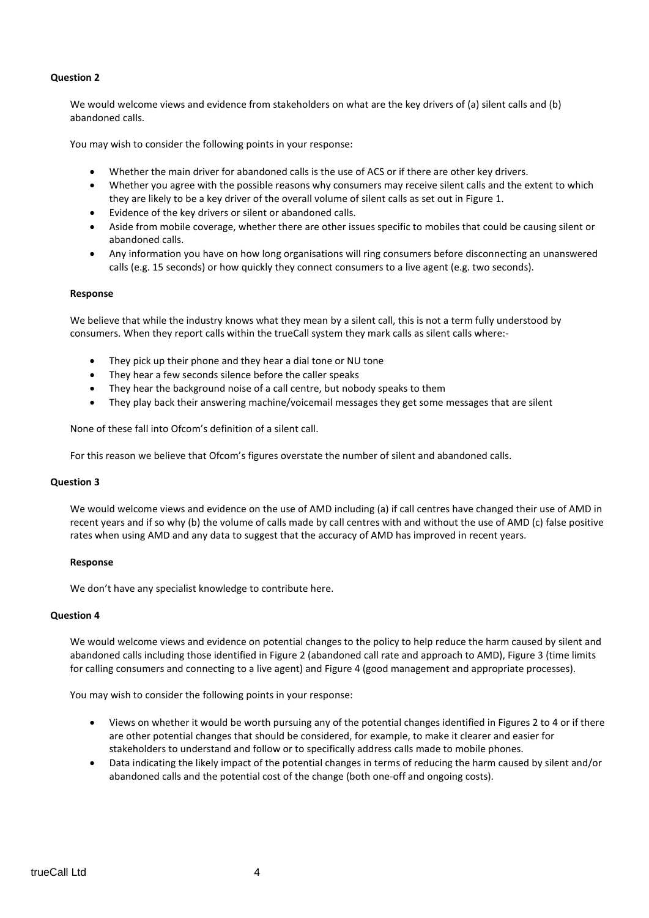**Question 2**

We would welcome views and evidence from stakeholders on what are the key drivers of (a) silent calls and (b) abandoned calls.

You may wish to consider the following points in your response:

- Whether the main driver for abandoned calls is the use of ACS or if there are other key drivers.
- Whether you agree with the possible reasons why consumers may receive silent calls and the extent to which they are likely to be a key driver of the overall volume of silent calls as set out in Figure 1.
- Evidence of the key drivers or silent or abandoned calls.
- Aside from mobile coverage, whether there are other issues specific to mobiles that could be causing silent or abandoned calls.
- Any information you have on how long organisations will ring consumers before disconnecting an unanswered calls (e.g. 15 seconds) or how quickly they connect consumers to a live agent (e.g. two seconds).

**Response**

We believe that while the industry knows what they mean by a silent call, this is not a term fully understood by consumers. When they report calls within the trueCall system they mark calls as silent calls where:-

- They pick up their phone and they hear a dial tone or NU tone
- They hear a few seconds silence before the caller speaks
- They hear the background noise of a call centre, but nobody speaks to them
- They play back their answering machine/voicemail messages they get some messages that are silent

None of these fall into Ofcom's definition of a silent call.

For this reason we believe that Ofcom's figures overstate the number of silent and abandoned calls.

**Question 3**

We would welcome views and evidence on the use of AMD including (a) if call centres have changed their use of AMD in recent years and if so why (b) the volume of calls made by call centres with and without the use of AMD (c) false positive rates when using AMD and any data to suggest that the accuracy of AMD has improved in recent years.

**Response**

We don't have any specialist knowledge to contribute here.

**Question 4**

We would welcome views and evidence on potential changes to the policy to help reduce the harm caused by silent and abandoned calls including those identified in Figure 2 (abandoned call rate and approach to AMD), Figure 3 (time limits for calling consumers and connecting to a live agent) and Figure 4 (good management and appropriate processes).

You may wish to consider the following points in your response:

- Views on whether it would be worth pursuing any of the potential changes identified in Figures 2 to 4 or if there are other potential changes that should be considered, for example, to make it clearer and easier for stakeholders to understand and follow or to specifically address calls made to mobile phones.
- Data indicating the likely impact of the potential changes in terms of reducing the harm caused by silent and/or abandoned calls and the potential cost of the change (both one-off and ongoing costs).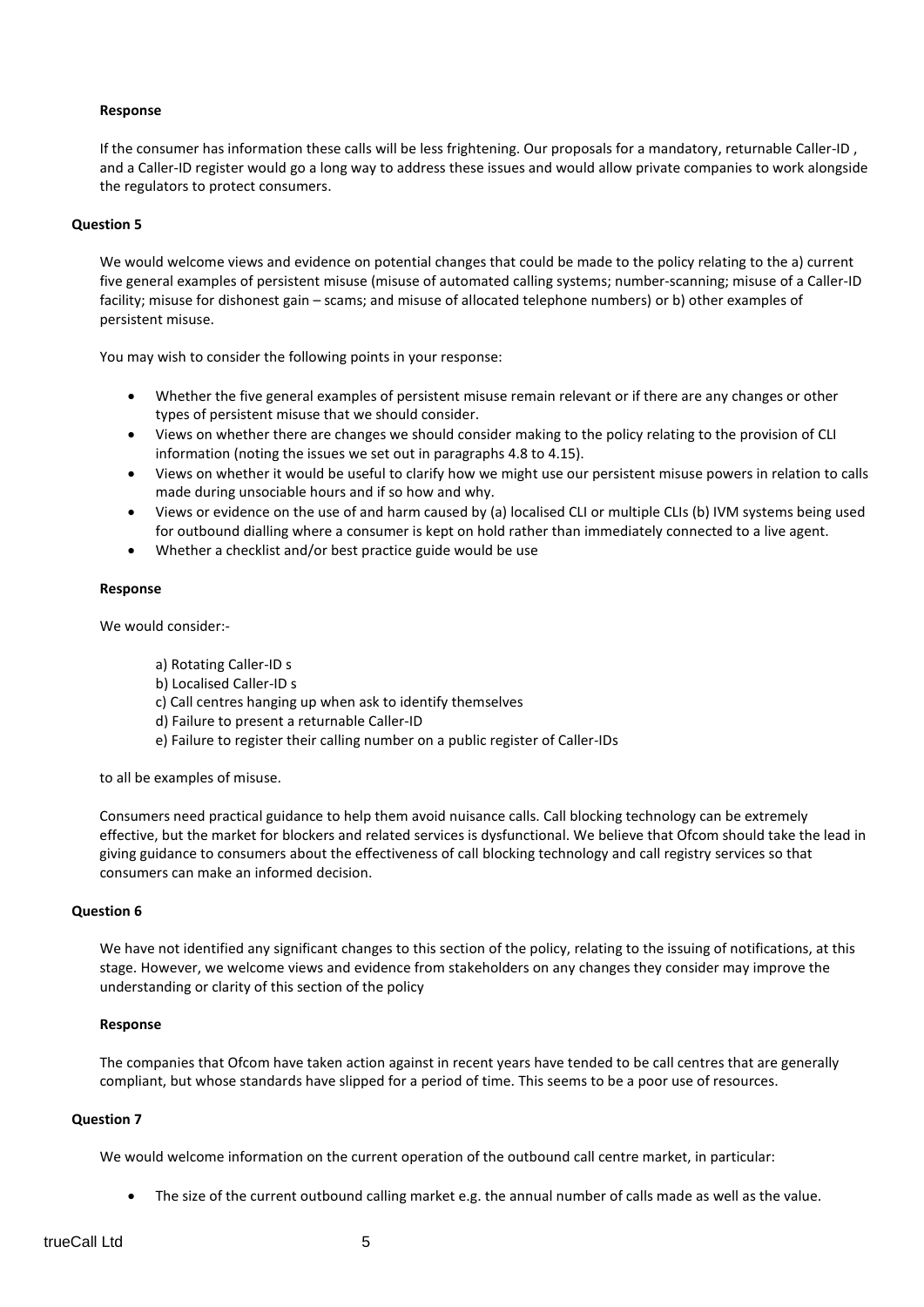**Response**

If the consumer has information these calls will be less frightening. Our proposals for a mandatory, returnable Caller-ID , and a Caller-ID register would go a long way to address these issues and would allow private companies to work alongside the regulators to protect consumers.

**Question 5**

We would welcome views and evidence on potential changes that could be made to the policy relating to the a) current five general examples of persistent misuse (misuse of automated calling systems; number-scanning; misuse of a Caller-ID facility; misuse for dishonest gain – scams; and misuse of allocated telephone numbers) or b) other examples of persistent misuse.

You may wish to consider the following points in your response:

- Whether the five general examples of persistent misuse remain relevant or if there are any changes or other types of persistent misuse that we should consider.
- Views on whether there are changes we should consider making to the policy relating to the provision of CLI information (noting the issues we set out in paragraphs 4.8 to 4.15).
- Views on whether it would be useful to clarify how we might use our persistent misuse powers in relation to calls made during unsociable hours and if so how and why.
- Views or evidence on the use of and harm caused by (a) localised CLI or multiple CLIs (b) IVM systems being used for outbound dialling where a consumer is kept on hold rather than immediately connected to a live agent.
- Whether a checklist and/or best practice guide would be use

**Response**

We would consider:-

a) Rotating Caller-ID s
b) Localised Caller-ID s
c) Call centres hanging up when ask to identify themselves
d) Failure to present a returnable Caller-ID
e) Failure to register their calling number on a public register of Caller-IDs

to all be examples of misuse.

Consumers need practical guidance to help them avoid nuisance calls. Call blocking technology can be extremely effective, but the market for blockers and related services is dysfunctional. We believe that Ofcom should take the lead in giving guidance to consumers about the effectiveness of call blocking technology and call registry services so that consumers can make an informed decision.

**Question 6**

We have not identified any significant changes to this section of the policy, relating to the issuing of notifications, at this stage. However, we welcome views and evidence from stakeholders on any changes they consider may improve the understanding or clarity of this section of the policy

**Response**

The companies that Ofcom have taken action against in recent years have tended to be call centres that are generally compliant, but whose standards have slipped for a period of time. This seems to be a poor use of resources.

**Question 7**

We would welcome information on the current operation of the outbound call centre market, in particular:

- The size of the current outbound calling market e.g. the annual number of calls made as well as the value.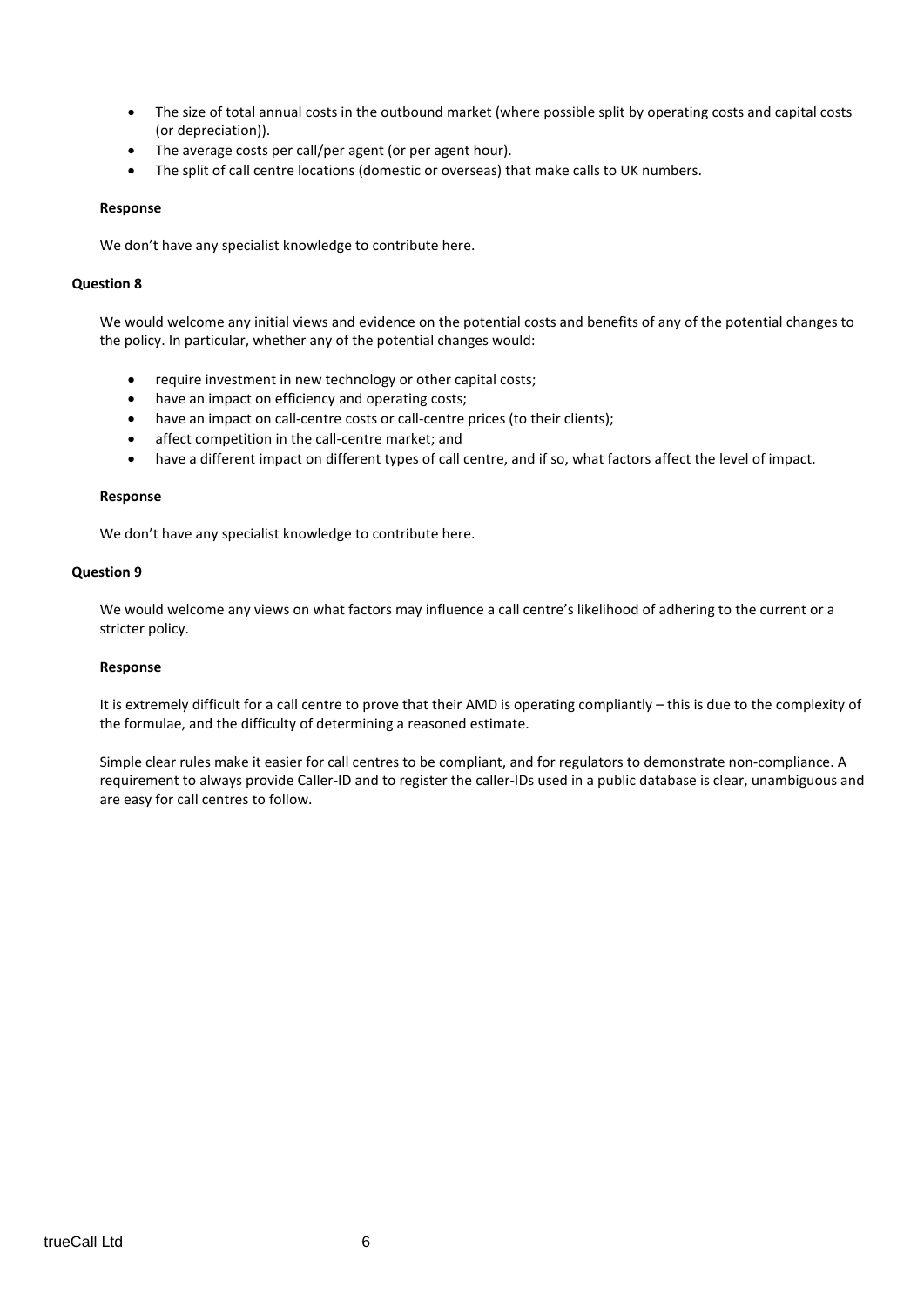- The size of total annual costs in the outbound market (where possible split by operating costs and capital costs (or depreciation)).
- The average costs per call/per agent (or per agent hour).
- The split of call centre locations (domestic or overseas) that make calls to UK numbers.

**Response**

We don't have any specialist knowledge to contribute here.

**Question 8**

We would welcome any initial views and evidence on the potential costs and benefits of any of the potential changes to the policy. In particular, whether any of the potential changes would:

- require investment in new technology or other capital costs;
- have an impact on efficiency and operating costs;
- have an impact on call-centre costs or call-centre prices (to their clients);
- affect competition in the call-centre market; and
- have a different impact on different types of call centre, and if so, what factors affect the level of impact.

**Response**

We don't have any specialist knowledge to contribute here.

**Question 9**

We would welcome any views on what factors may influence a call centre's likelihood of adhering to the current or a stricter policy.

**Response**

It is extremely difficult for a call centre to prove that their AMD is operating compliantly – this is due to the complexity of the formulae, and the difficulty of determining a reasoned estimate.

Simple clear rules make it easier for call centres to be compliant, and for regulators to demonstrate non-compliance. A requirement to always provide Caller-ID and to register the caller-IDs used in a public database is clear, unambiguous and are easy for call centres to follow.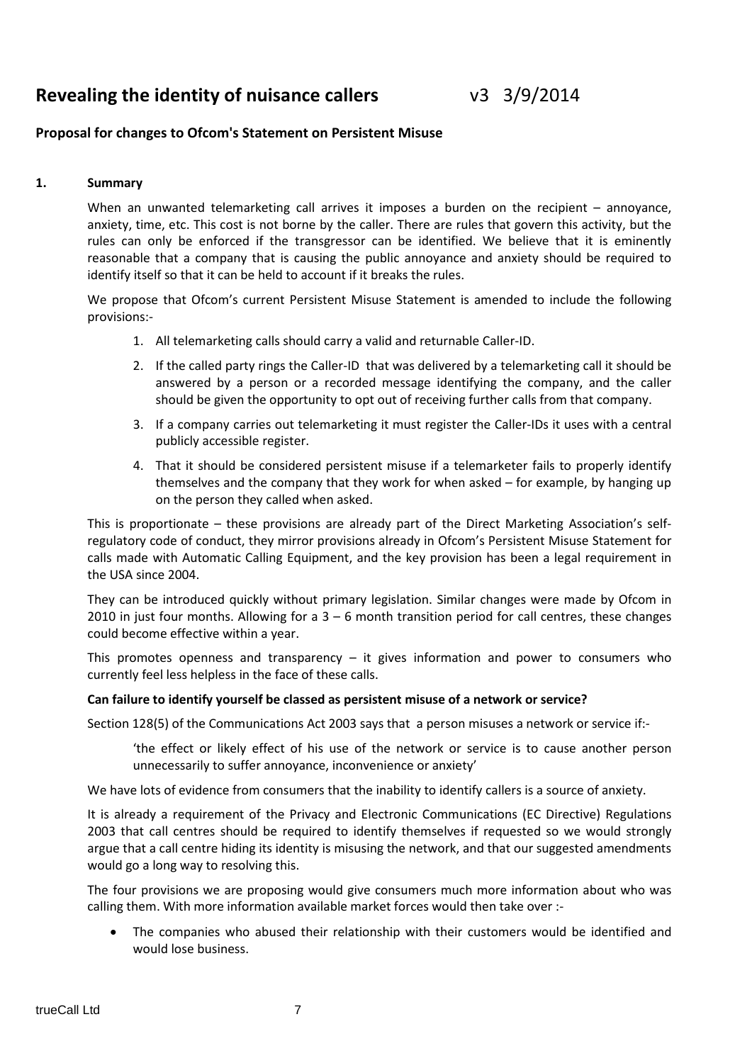# Revealing the identity of nuisance callers v3 3/9/2014

### Proposal for changes to Ofcom's Statement on Persistent Misuse

#### 1. Summary

When an unwanted telemarketing call arrives it imposes a burden on the recipient – annoyance, anxiety, time, etc. This cost is not borne by the caller. There are rules that govern this activity, but the rules can only be enforced if the transgressor can be identified. We believe that it is eminently reasonable that a company that is causing the public annoyance and anxiety should be required to identify itself so that it can be held to account if it breaks the rules.

We propose that Ofcom's current Persistent Misuse Statement is amended to include the following provisions:-

1. All telemarketing calls should carry a valid and returnable Caller-ID.
2. If the called party rings the Caller-ID that was delivered by a telemarketing call it should be answered by a person or a recorded message identifying the company, and the caller should be given the opportunity to opt out of receiving further calls from that company.
3. If a company carries out telemarketing it must register the Caller-IDs it uses with a central publicly accessible register.
4. That it should be considered persistent misuse if a telemarketer fails to properly identify themselves and the company that they work for when asked – for example, by hanging up on the person they called when asked.

This is proportionate – these provisions are already part of the Direct Marketing Association's self-regulatory code of conduct, they mirror provisions already in Ofcom's Persistent Misuse Statement for calls made with Automatic Calling Equipment, and the key provision has been a legal requirement in the USA since 2004.

They can be introduced quickly without primary legislation. Similar changes were made by Ofcom in 2010 in just four months. Allowing for a 3 – 6 month transition period for call centres, these changes could become effective within a year.

This promotes openness and transparency – it gives information and power to consumers who currently feel less helpless in the face of these calls.

**Can failure to identify yourself be classed as persistent misuse of a network or service?**

Section 128(5) of the Communications Act 2003 says that a person misuses a network or service if:-

> 'the effect or likely effect of his use of the network or service is to cause another person unnecessarily to suffer annoyance, inconvenience or anxiety'

We have lots of evidence from consumers that the inability to identify callers is a source of anxiety.

It is already a requirement of the Privacy and Electronic Communications (EC Directive) Regulations 2003 that call centres should be required to identify themselves if requested so we would strongly argue that a call centre hiding its identity is misusing the network, and that our suggested amendments would go a long way to resolving this.

The four provisions we are proposing would give consumers much more information about who was calling them. With more information available market forces would then take over :-

- The companies who abused their relationship with their customers would be identified and would lose business.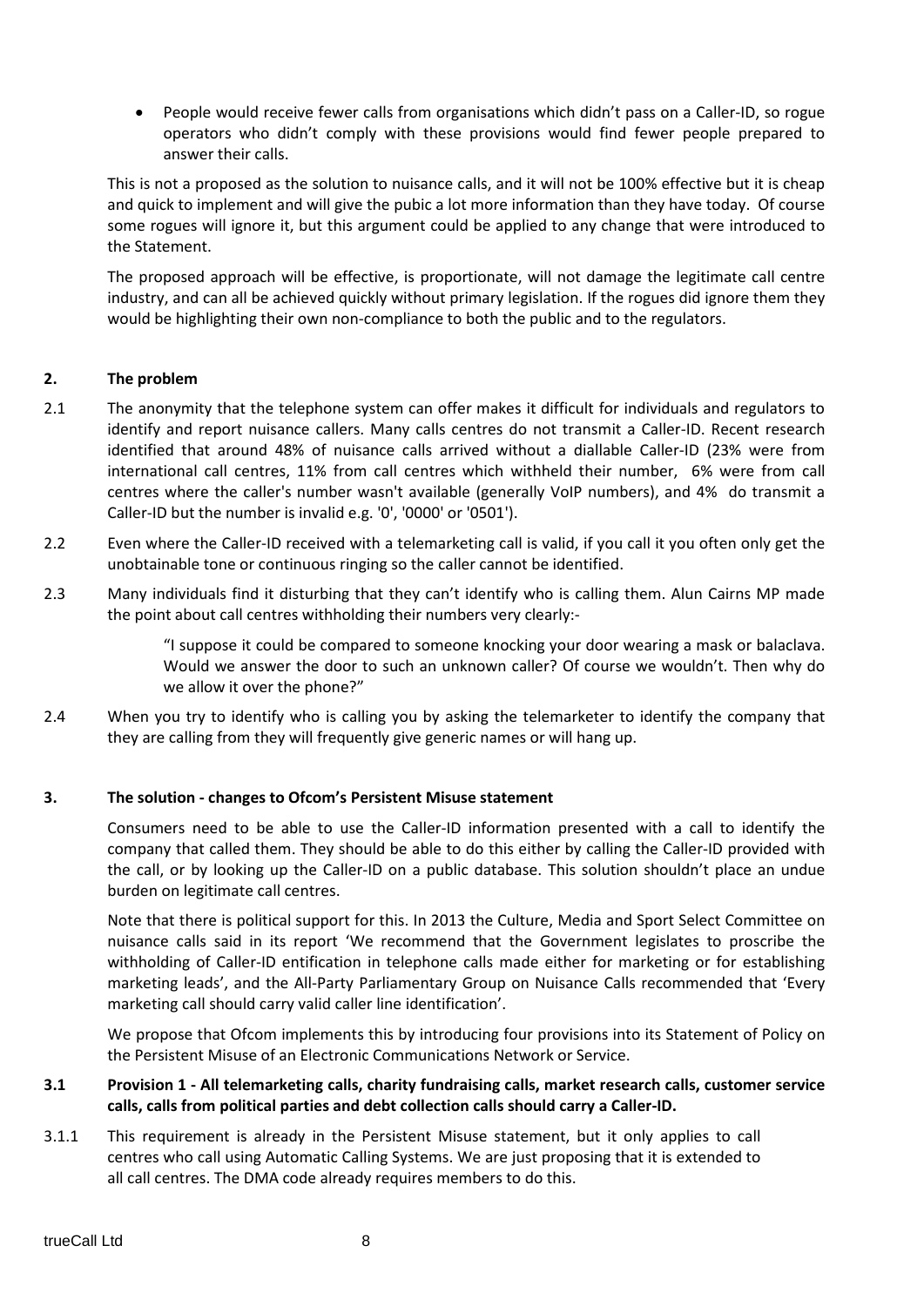- People would receive fewer calls from organisations which didn't pass on a Caller-ID, so rogue operators who didn't comply with these provisions would find fewer people prepared to answer their calls.

This is not a proposed as the solution to nuisance calls, and it will not be 100% effective but it is cheap and quick to implement and will give the pubic a lot more information than they have today. Of course some rogues will ignore it, but this argument could be applied to any change that were introduced to the Statement.

The proposed approach will be effective, is proportionate, will not damage the legitimate call centre industry, and can all be achieved quickly without primary legislation. If the rogues did ignore them they would be highlighting their own non-compliance to both the public and to the regulators.

## 2. The problem

2.1 The anonymity that the telephone system can offer makes it difficult for individuals and regulators to identify and report nuisance callers. Many calls centres do not transmit a Caller-ID. Recent research identified that around 48% of nuisance calls arrived without a diallable Caller-ID (23% were from international call centres, 11% from call centres which withheld their number, 6% were from call centres where the caller's number wasn't available (generally VoIP numbers), and 4% do transmit a Caller-ID but the number is invalid e.g. '0', '0000' or '0501').

2.2 Even where the Caller-ID received with a telemarketing call is valid, if you call it you often only get the unobtainable tone or continuous ringing so the caller cannot be identified.

2.3 Many individuals find it disturbing that they can't identify who is calling them. Alun Cairns MP made the point about call centres withholding their numbers very clearly:-

> "I suppose it could be compared to someone knocking your door wearing a mask or balaclava. Would we answer the door to such an unknown caller? Of course we wouldn't. Then why do we allow it over the phone?"

2.4 When you try to identify who is calling you by asking the telemarketer to identify the company that they are calling from they will frequently give generic names or will hang up.

## 3. The solution - changes to Ofcom's Persistent Misuse statement

Consumers need to be able to use the Caller-ID information presented with a call to identify the company that called them. They should be able to do this either by calling the Caller-ID provided with the call, or by looking up the Caller-ID on a public database. This solution shouldn't place an undue burden on legitimate call centres.

Note that there is political support for this. In 2013 the Culture, Media and Sport Select Committee on nuisance calls said in its report 'We recommend that the Government legislates to proscribe the withholding of Caller-ID entification in telephone calls made either for marketing or for establishing marketing leads', and the All-Party Parliamentary Group on Nuisance Calls recommended that 'Every marketing call should carry valid caller line identification'.

We propose that Ofcom implements this by introducing four provisions into its Statement of Policy on the Persistent Misuse of an Electronic Communications Network or Service.

### 3.1 Provision 1 - All telemarketing calls, charity fundraising calls, market research calls, customer service calls, calls from political parties and debt collection calls should carry a Caller-ID.

3.1.1 This requirement is already in the Persistent Misuse statement, but it only applies to call centres who call using Automatic Calling Systems. We are just proposing that it is extended to all call centres. The DMA code already requires members to do this.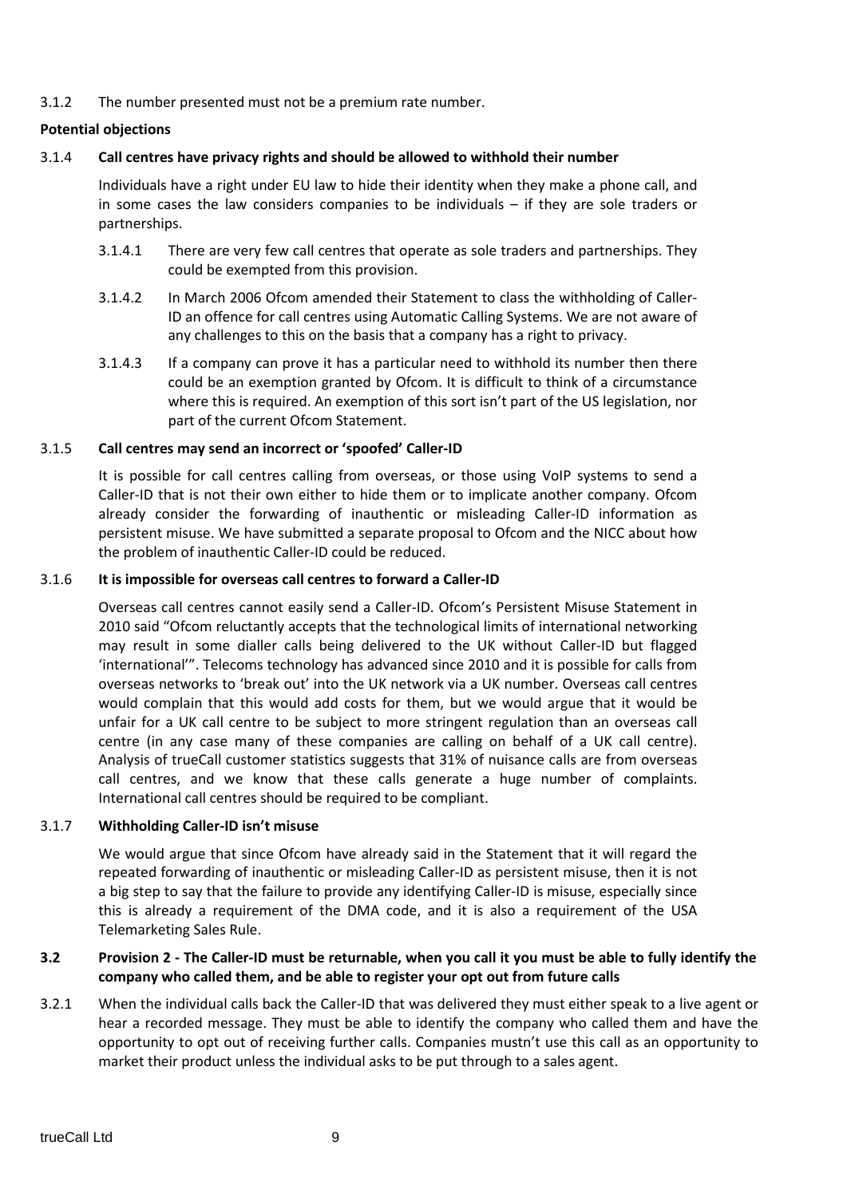3.1.2 The number presented must not be a premium rate number.

**Potential objections**

3.1.4 **Call centres have privacy rights and should be allowed to withhold their number**

Individuals have a right under EU law to hide their identity when they make a phone call, and in some cases the law considers companies to be individuals – if they are sole traders or partnerships.

3.1.4.1 There are very few call centres that operate as sole traders and partnerships. They could be exempted from this provision.

3.1.4.2 In March 2006 Ofcom amended their Statement to class the withholding of Caller-ID an offence for call centres using Automatic Calling Systems. We are not aware of any challenges to this on the basis that a company has a right to privacy.

3.1.4.3 If a company can prove it has a particular need to withhold its number then there could be an exemption granted by Ofcom. It is difficult to think of a circumstance where this is required. An exemption of this sort isn't part of the US legislation, nor part of the current Ofcom Statement.

3.1.5 **Call centres may send an incorrect or 'spoofed' Caller-ID**

It is possible for call centres calling from overseas, or those using VoIP systems to send a Caller-ID that is not their own either to hide them or to implicate another company. Ofcom already consider the forwarding of inauthentic or misleading Caller-ID information as persistent misuse. We have submitted a separate proposal to Ofcom and the NICC about how the problem of inauthentic Caller-ID could be reduced.

3.1.6 **It is impossible for overseas call centres to forward a Caller-ID**

Overseas call centres cannot easily send a Caller-ID. Ofcom's Persistent Misuse Statement in 2010 said "Ofcom reluctantly accepts that the technological limits of international networking may result in some dialler calls being delivered to the UK without Caller-ID but flagged 'international'". Telecoms technology has advanced since 2010 and it is possible for calls from overseas networks to 'break out' into the UK network via a UK number. Overseas call centres would complain that this would add costs for them, but we would argue that it would be unfair for a UK call centre to be subject to more stringent regulation than an overseas call centre (in any case many of these companies are calling on behalf of a UK call centre). Analysis of trueCall customer statistics suggests that 31% of nuisance calls are from overseas call centres, and we know that these calls generate a huge number of complaints. International call centres should be required to be compliant.

3.1.7 **Withholding Caller-ID isn't misuse**

We would argue that since Ofcom have already said in the Statement that it will regard the repeated forwarding of inauthentic or misleading Caller-ID as persistent misuse, then it is not a big step to say that the failure to provide any identifying Caller-ID is misuse, especially since this is already a requirement of the DMA code, and it is also a requirement of the USA Telemarketing Sales Rule.

### 3.2 Provision 2 - The Caller-ID must be returnable, when you call it you must be able to fully identify the company who called them, and be able to register your opt out from future calls

3.2.1 When the individual calls back the Caller-ID that was delivered they must either speak to a live agent or hear a recorded message. They must be able to identify the company who called them and have the opportunity to opt out of receiving further calls. Companies mustn't use this call as an opportunity to market their product unless the individual asks to be put through to a sales agent.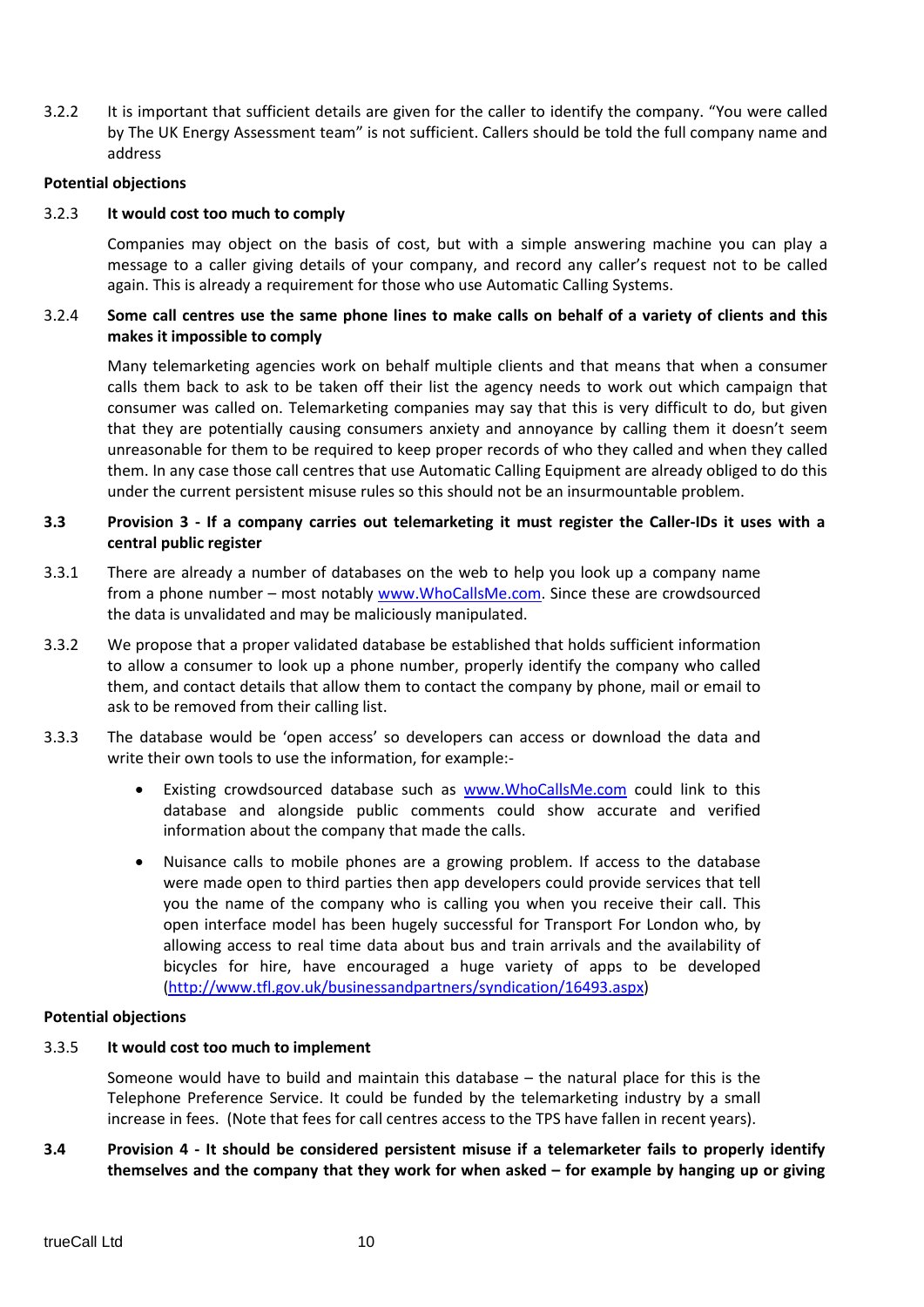3.2.2 It is important that sufficient details are given for the caller to identify the company. "You were called by The UK Energy Assessment team" is not sufficient. Callers should be told the full company name and address

**Potential objections**

3.2.3 **It would cost too much to comply**

Companies may object on the basis of cost, but with a simple answering machine you can play a message to a caller giving details of your company, and record any caller's request not to be called again. This is already a requirement for those who use Automatic Calling Systems.

3.2.4 **Some call centres use the same phone lines to make calls on behalf of a variety of clients and this makes it impossible to comply**

Many telemarketing agencies work on behalf multiple clients and that means that when a consumer calls them back to ask to be taken off their list the agency needs to work out which campaign that consumer was called on. Telemarketing companies may say that this is very difficult to do, but given that they are potentially causing consumers anxiety and annoyance by calling them it doesn't seem unreasonable for them to be required to keep proper records of who they called and when they called them. In any case those call centres that use Automatic Calling Equipment are already obliged to do this under the current persistent misuse rules so this should not be an insurmountable problem.

**3.3 Provision 3 - If a company carries out telemarketing it must register the Caller-IDs it uses with a central public register**

3.3.1 There are already a number of databases on the web to help you look up a company name from a phone number – most notably www.WhoCallsMe.com. Since these are crowdsourced the data is unvalidated and may be maliciously manipulated.

3.3.2 We propose that a proper validated database be established that holds sufficient information to allow a consumer to look up a phone number, properly identify the company who called them, and contact details that allow them to contact the company by phone, mail or email to ask to be removed from their calling list.

3.3.3 The database would be 'open access' so developers can access or download the data and write their own tools to use the information, for example:-

- Existing crowdsourced database such as www.WhoCallsMe.com could link to this database and alongside public comments could show accurate and verified information about the company that made the calls.
- Nuisance calls to mobile phones are a growing problem. If access to the database were made open to third parties then app developers could provide services that tell you the name of the company who is calling you when you receive their call. This open interface model has been hugely successful for Transport For London who, by allowing access to real time data about bus and train arrivals and the availability of bicycles for hire, have encouraged a huge variety of apps to be developed (http://www.tfl.gov.uk/businessandpartners/syndication/16493.aspx)

**Potential objections**

3.3.5 **It would cost too much to implement**

Someone would have to build and maintain this database – the natural place for this is the Telephone Preference Service. It could be funded by the telemarketing industry by a small increase in fees. (Note that fees for call centres access to the TPS have fallen in recent years).

**3.4 Provision 4 - It should be considered persistent misuse if a telemarketer fails to properly identify themselves and the company that they work for when asked – for example by hanging up or giving**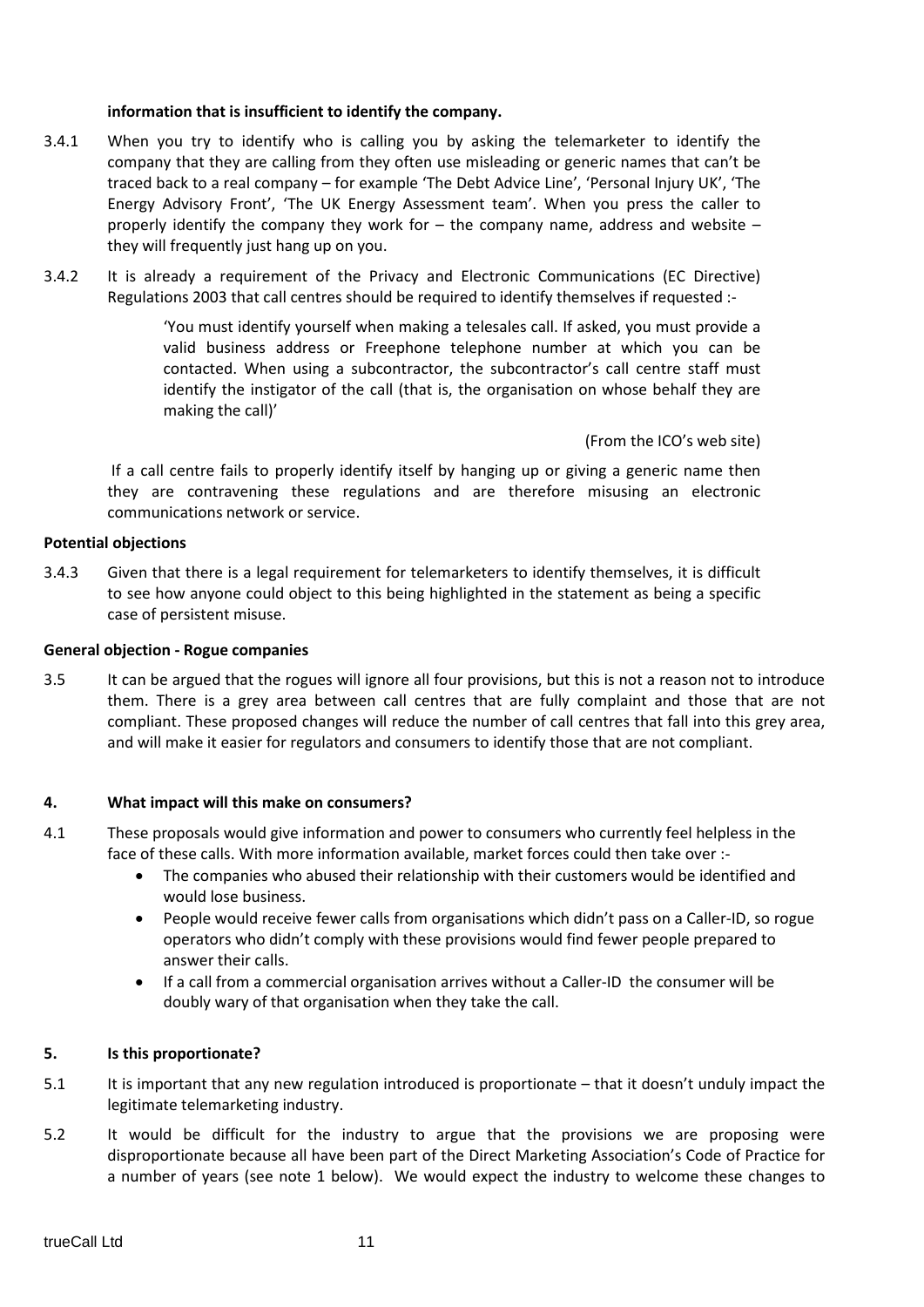**information that is insufficient to identify the company.**

3.4.1 When you try to identify who is calling you by asking the telemarketer to identify the company that they are calling from they often use misleading or generic names that can't be traced back to a real company – for example 'The Debt Advice Line', 'Personal Injury UK', 'The Energy Advisory Front', 'The UK Energy Assessment team'. When you press the caller to properly identify the company they work for – the company name, address and website – they will frequently just hang up on you.

3.4.2 It is already a requirement of the Privacy and Electronic Communications (EC Directive) Regulations 2003 that call centres should be required to identify themselves if requested :-

> 'You must identify yourself when making a telesales call. If asked, you must provide a valid business address or Freephone telephone number at which you can be contacted. When using a subcontractor, the subcontractor's call centre staff must identify the instigator of the call (that is, the organisation on whose behalf they are making the call)'
>
> (From the ICO's web site)

If a call centre fails to properly identify itself by hanging up or giving a generic name then they are contravening these regulations and are therefore misusing an electronic communications network or service.

**Potential objections**

3.4.3 Given that there is a legal requirement for telemarketers to identify themselves, it is difficult to see how anyone could object to this being highlighted in the statement as being a specific case of persistent misuse.

**General objection - Rogue companies**

3.5 It can be argued that the rogues will ignore all four provisions, but this is not a reason not to introduce them. There is a grey area between call centres that are fully complaint and those that are not compliant. These proposed changes will reduce the number of call centres that fall into this grey area, and will make it easier for regulators and consumers to identify those that are not compliant.

## 4. What impact will this make on consumers?

4.1 These proposals would give information and power to consumers who currently feel helpless in the face of these calls. With more information available, market forces could then take over :-

- The companies who abused their relationship with their customers would be identified and would lose business.
- People would receive fewer calls from organisations which didn't pass on a Caller-ID, so rogue operators who didn't comply with these provisions would find fewer people prepared to answer their calls.
- If a call from a commercial organisation arrives without a Caller-ID the consumer will be doubly wary of that organisation when they take the call.

## 5. Is this proportionate?

5.1 It is important that any new regulation introduced is proportionate – that it doesn't unduly impact the legitimate telemarketing industry.

5.2 It would be difficult for the industry to argue that the provisions we are proposing were disproportionate because all have been part of the Direct Marketing Association's Code of Practice for a number of years (see note 1 below). We would expect the industry to welcome these changes to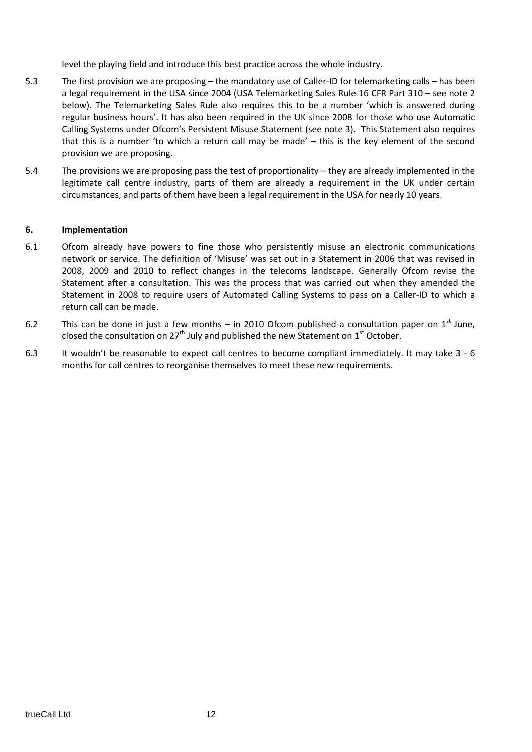level the playing field and introduce this best practice across the whole industry.

5.3 The first provision we are proposing – the mandatory use of Caller-ID for telemarketing calls – has been a legal requirement in the USA since 2004 (USA Telemarketing Sales Rule 16 CFR Part 310 – see note 2 below). The Telemarketing Sales Rule also requires this to be a number 'which is answered during regular business hours'. It has also been required in the UK since 2008 for those who use Automatic Calling Systems under Ofcom's Persistent Misuse Statement (see note 3). This Statement also requires that this is a number 'to which a return call may be made' – this is the key element of the second provision we are proposing.

5.4 The provisions we are proposing pass the test of proportionality – they are already implemented in the legitimate call centre industry, parts of them are already a requirement in the UK under certain circumstances, and parts of them have been a legal requirement in the USA for nearly 10 years.

## 6. Implementation

6.1 Ofcom already have powers to fine those who persistently misuse an electronic communications network or service. The definition of 'Misuse' was set out in a Statement in 2006 that was revised in 2008, 2009 and 2010 to reflect changes in the telecoms landscape. Generally Ofcom revise the Statement after a consultation. This was the process that was carried out when they amended the Statement in 2008 to require users of Automated Calling Systems to pass on a Caller-ID to which a return call can be made.

6.2 This can be done in just a few months – in 2010 Ofcom published a consultation paper on 1st June, closed the consultation on 27th July and published the new Statement on 1st October.

6.3 It wouldn't be reasonable to expect call centres to become compliant immediately. It may take 3 - 6 months for call centres to reorganise themselves to meet these new requirements.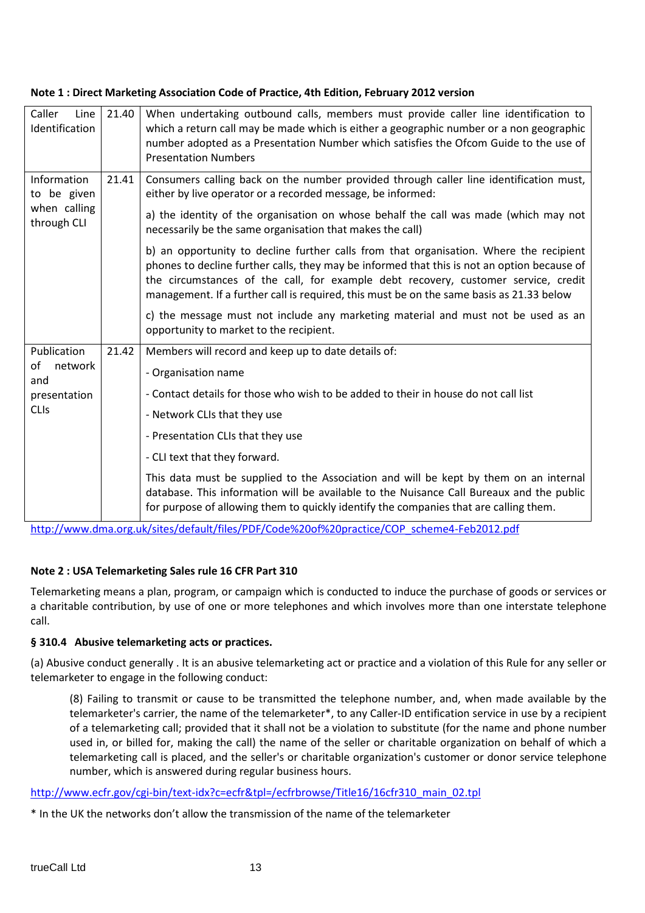**Note 1 : Direct Marketing Association Code of Practice, 4th Edition, February 2012 version**

| | | |
|---|---|---|
| Caller Line Identification | 21.40 | When undertaking outbound calls, members must provide caller line identification to which a return call may be made which is either a geographic number or a non geographic number adopted as a Presentation Number which satisfies the Ofcom Guide to the use of Presentation Numbers |
| Information to be given when calling through CLI | 21.41 | Consumers calling back on the number provided through caller line identification must, either by live operator or a recorded message, be informed:<br><br>a) the identity of the organisation on whose behalf the call was made (which may not necessarily be the same organisation that makes the call)<br><br>b) an opportunity to decline further calls from that organisation. Where the recipient phones to decline further calls, they may be informed that this is not an option because of the circumstances of the call, for example debt recovery, customer service, credit management. If a further call is required, this must be on the same basis as 21.33 below<br><br>c) the message must not include any marketing material and must not be used as an opportunity to market to the recipient. |
| Publication of network and presentation CLIs | 21.42 | Members will record and keep up to date details of:<br><br>- Organisation name<br><br>- Contact details for those who wish to be added to their in house do not call list<br><br>- Network CLIs that they use<br><br>- Presentation CLIs that they use<br><br>- CLI text that they forward.<br><br>This data must be supplied to the Association and will be kept by them on an internal database. This information will be available to the Nuisance Call Bureaux and the public for purpose of allowing them to quickly identify the companies that are calling them. |

http://www.dma.org.uk/sites/default/files/PDF/Code%20of%20practice/COP_scheme4-Feb2012.pdf

**Note 2 : USA Telemarketing Sales rule 16 CFR Part 310**

Telemarketing means a plan, program, or campaign which is conducted to induce the purchase of goods or services or a charitable contribution, by use of one or more telephones and which involves more than one interstate telephone call.

**§ 310.4 Abusive telemarketing acts or practices.**

(a) Abusive conduct generally . It is an abusive telemarketing act or practice and a violation of this Rule for any seller or telemarketer to engage in the following conduct:

> (8) Failing to transmit or cause to be transmitted the telephone number, and, when made available by the telemarketer's carrier, the name of the telemarketer*, to any Caller-ID entification service in use by a recipient of a telemarketing call; provided that it shall not be a violation to substitute (for the name and phone number used in, or billed for, making the call) the name of the seller or charitable organization on behalf of which a telemarketing call is placed, and the seller's or charitable organization's customer or donor service telephone number, which is answered during regular business hours.

http://www.ecfr.gov/cgi-bin/text-idx?c=ecfr&tpl=/ecfrbrowse/Title16/16cfr310_main_02.tpl

* In the UK the networks don't allow the transmission of the name of the telemarketer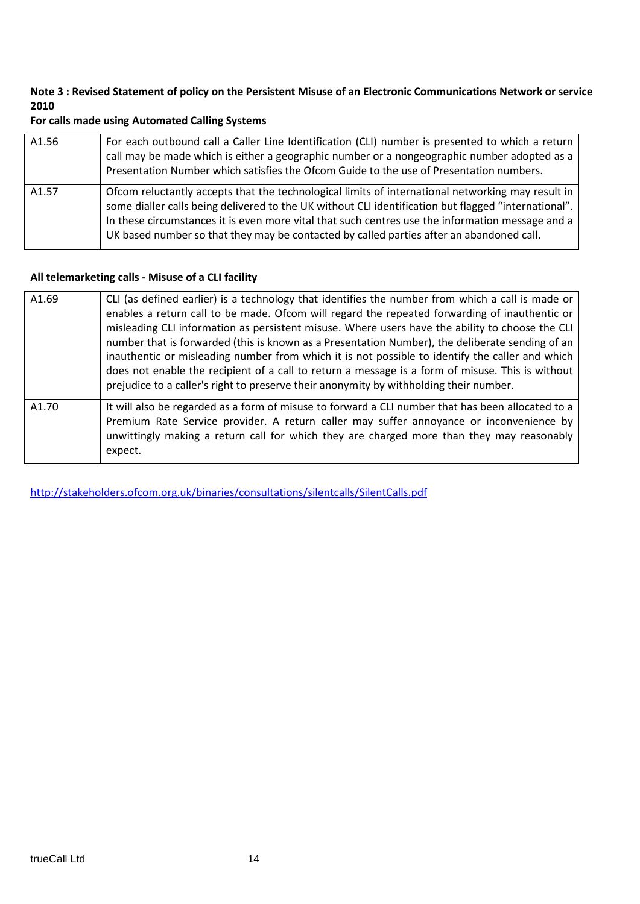**Note 3 : Revised Statement of policy on the Persistent Misuse of an Electronic Communications Network or service 2010**

**For calls made using Automated Calling Systems**

| | |
|---|---|
| A1.56 | For each outbound call a Caller Line Identification (CLI) number is presented to which a return call may be made which is either a geographic number or a nongeographic number adopted as a Presentation Number which satisfies the Ofcom Guide to the use of Presentation numbers. |
| A1.57 | Ofcom reluctantly accepts that the technological limits of international networking may result in some dialler calls being delivered to the UK without CLI identification but flagged "international". In these circumstances it is even more vital that such centres use the information message and a UK based number so that they may be contacted by called parties after an abandoned call. |

**All telemarketing calls - Misuse of a CLI facility**

| | |
|---|---|
| A1.69 | CLI (as defined earlier) is a technology that identifies the number from which a call is made or enables a return call to be made. Ofcom will regard the repeated forwarding of inauthentic or misleading CLI information as persistent misuse. Where users have the ability to choose the CLI number that is forwarded (this is known as a Presentation Number), the deliberate sending of an inauthentic or misleading number from which it is not possible to identify the caller and which does not enable the recipient of a call to return a message is a form of misuse. This is without prejudice to a caller's right to preserve their anonymity by withholding their number. |
| A1.70 | It will also be regarded as a form of misuse to forward a CLI number that has been allocated to a Premium Rate Service provider. A return caller may suffer annoyance or inconvenience by unwittingly making a return call for which they are charged more than they may reasonably expect. |

http://stakeholders.ofcom.org.uk/binaries/consultations/silentcalls/SilentCalls.pdf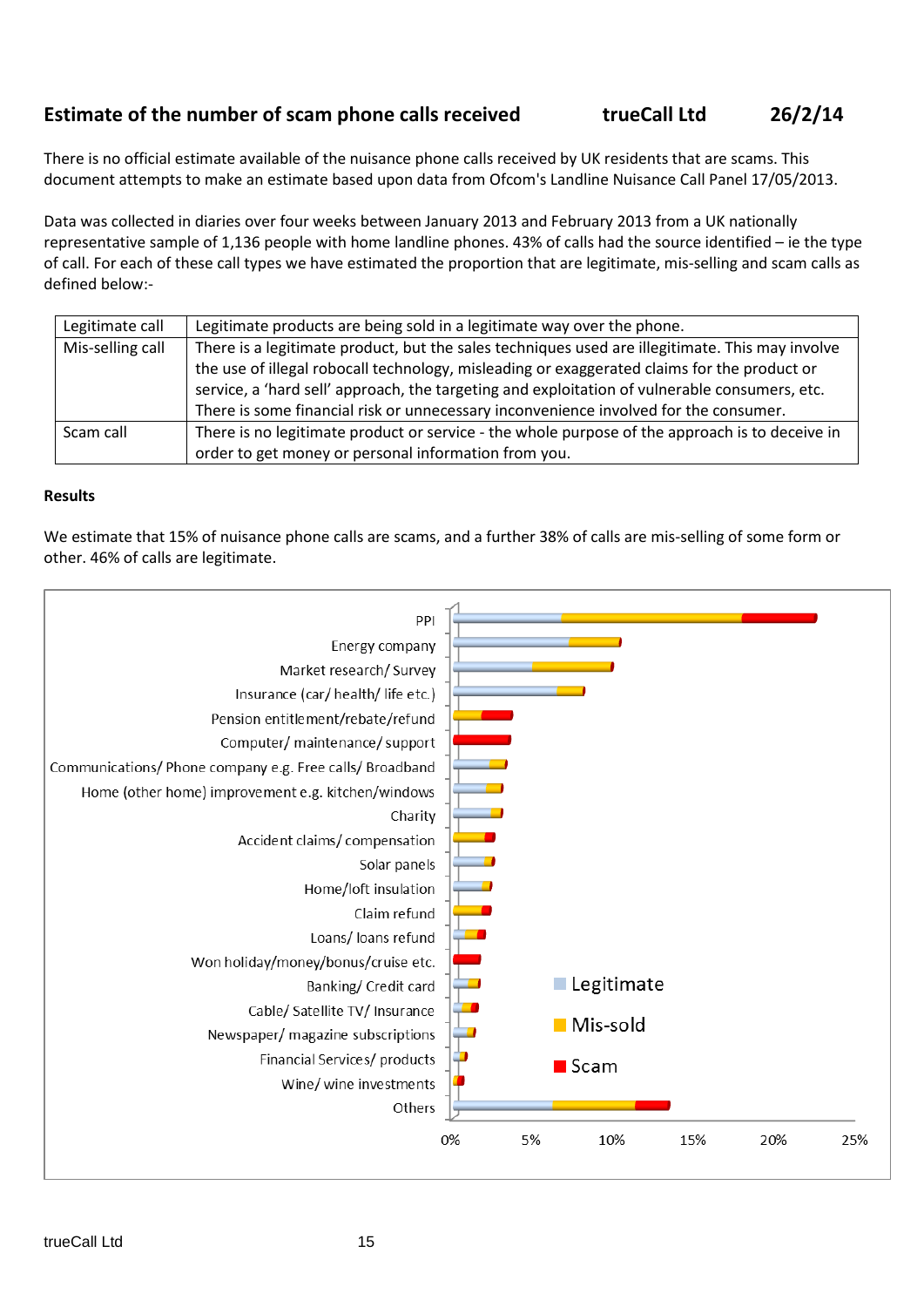**Estimate of the number of scam phone calls received** **trueCall Ltd** **26/2/14**

There is no official estimate available of the nuisance phone calls received by UK residents that are scams. This document attempts to make an estimate based upon data from Ofcom's Landline Nuisance Call Panel 17/05/2013.

Data was collected in diaries over four weeks between January 2013 and February 2013 from a UK nationally representative sample of 1,136 people with home landline phones. 43% of calls had the source identified – ie the type of call. For each of these call types we have estimated the proportion that are legitimate, mis-selling and scam calls as defined below:-

| Legitimate call | Legitimate products are being sold in a legitimate way over the phone. |
|---|---|
| Mis-selling call | There is a legitimate product, but the sales techniques used are illegitimate. This may involve the use of illegal robocall technology, misleading or exaggerated claims for the product or service, a 'hard sell' approach, the targeting and exploitation of vulnerable consumers, etc. There is some financial risk or unnecessary inconvenience involved for the consumer. |
| Scam call | There is no legitimate product or service - the whole purpose of the approach is to deceive in order to get money or personal information from you. |

**Results**

We estimate that 15% of nuisance phone calls are scams, and a further 38% of calls are mis-selling of some form or other. 46% of calls are legitimate.

PPI
Energy company
Market research/ Survey
Insurance (car/ health/ life etc.)
Pension entitlement/rebate/refund
Computer/ maintenance/ support
Communications/ Phone company e.g. Free calls/ Broadband
Home (other home) improvement e.g. kitchen/windows
Charity
Accident claims/ compensation
Solar panels
Home/loft insulation
Claim refund
Loans/ loans refund
Won holiday/money/bonus/cruise etc.
Banking/ Credit card
Cable/ Satellite TV/ Insurance
Newspaper/ magazine subscriptions
Financial Services/ products
Wine/ wine investments
Others

0% 5% 10% 15% 20% 25%

Legitimate
Mis-sold
Scam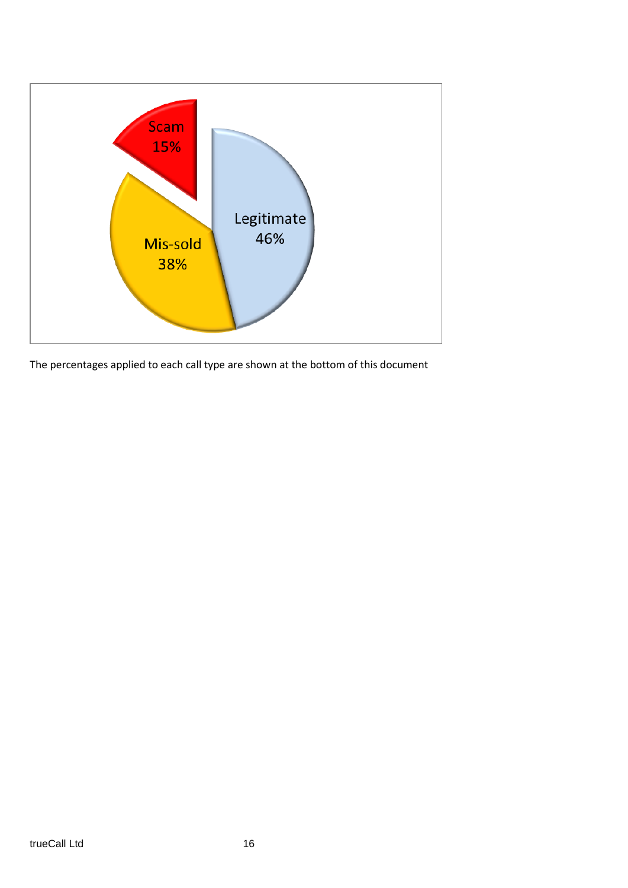Scam 15%

Mis-sold 38%

Legitimate 46%

The percentages applied to each call type are shown at the bottom of this document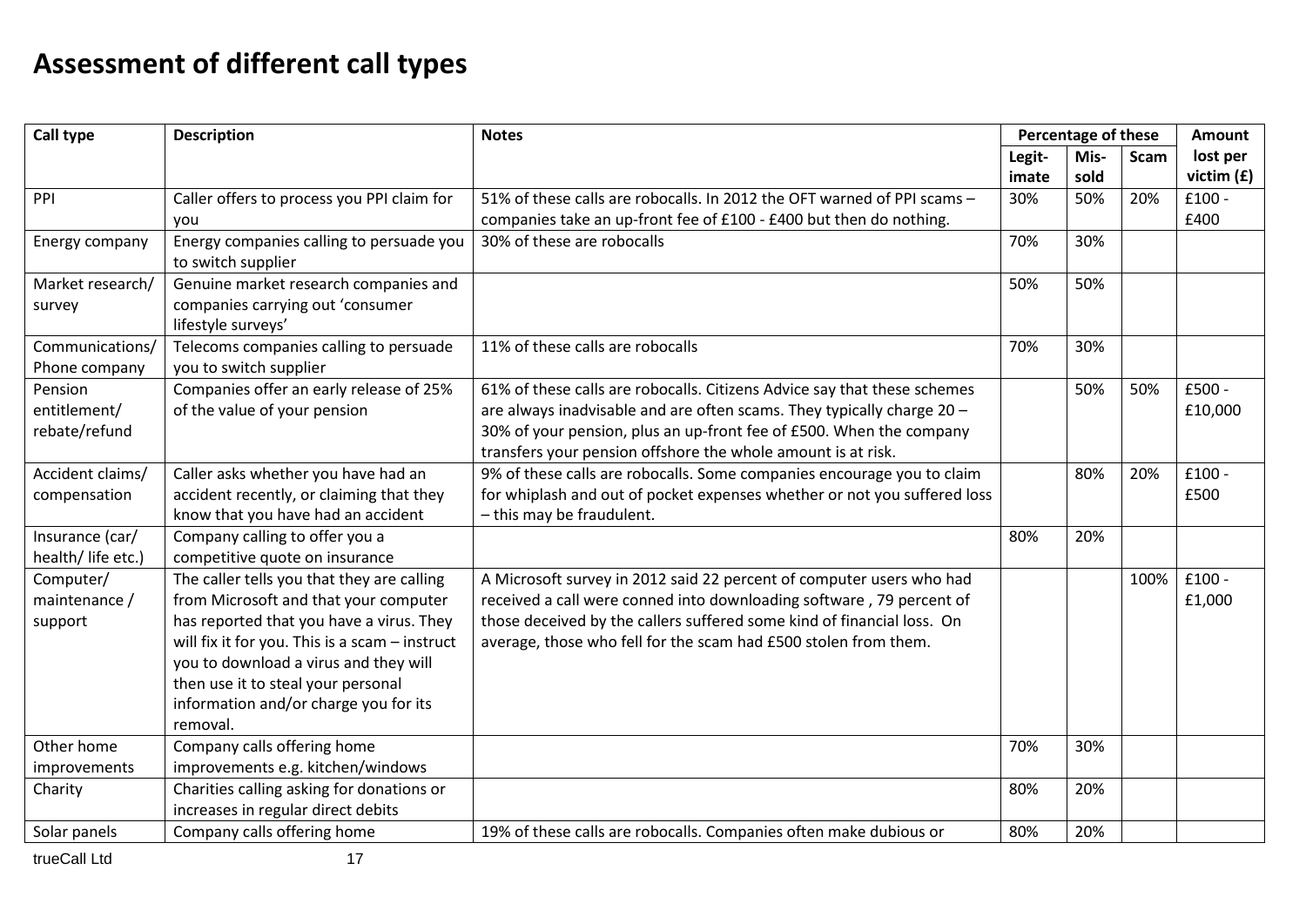# Assessment of different call types

| Call type | Description | Notes | Percentage of these | | | Amount lost per victim (£) |
|---|---|---|---|---|---|---|
| | | | Legit-imate | Mis-sold | Scam | |
| PPI | Caller offers to process you PPI claim for you | 51% of these calls are robocalls. In 2012 the OFT warned of PPI scams – companies take an up-front fee of £100 - £400 but then do nothing. | 30% | 50% | 20% | £100 - £400 |
| Energy company | Energy companies calling to persuade you to switch supplier | 30% of these are robocalls | 70% | 30% | | |
| Market research/ survey | Genuine market research companies and companies carrying out 'consumer lifestyle surveys' | | 50% | 50% | | |
| Communications/ Phone company | Telecoms companies calling to persuade you to switch supplier | 11% of these calls are robocalls | 70% | 30% | | |
| Pension entitlement/ rebate/refund | Companies offer an early release of 25% of the value of your pension | 61% of these calls are robocalls. Citizens Advice say that these schemes are always inadvisable and are often scams. They typically charge 20 – 30% of your pension, plus an up-front fee of £500. When the company transfers your pension offshore the whole amount is at risk. | | 50% | 50% | £500 - £10,000 |
| Accident claims/ compensation | Caller asks whether you have had an accident recently, or claiming that they know that you have had an accident | 9% of these calls are robocalls. Some companies encourage you to claim for whiplash and out of pocket expenses whether or not you suffered loss – this may be fraudulent. | | 80% | 20% | £100 - £500 |
| Insurance (car/ health/ life etc.) | Company calling to offer you a competitive quote on insurance | | 80% | 20% | | |
| Computer/ maintenance / support | The caller tells you that they are calling from Microsoft and that your computer has reported that you have a virus. They will fix it for you. This is a scam – instruct you to download a virus and they will then use it to steal your personal information and/or charge you for its removal. | A Microsoft survey in 2012 said 22 percent of computer users who had received a call were conned into downloading software , 79 percent of those deceived by the callers suffered some kind of financial loss. On average, those who fell for the scam had £500 stolen from them. | | | 100% | £100 - £1,000 |
| Other home improvements | Company calls offering home improvements e.g. kitchen/windows | | 70% | 30% | | |
| Charity | Charities calling asking for donations or increases in regular direct debits | | 80% | 20% | | |
| Solar panels | Company calls offering home | 19% of these calls are robocalls. Companies often make dubious or | 80% | 20% | | |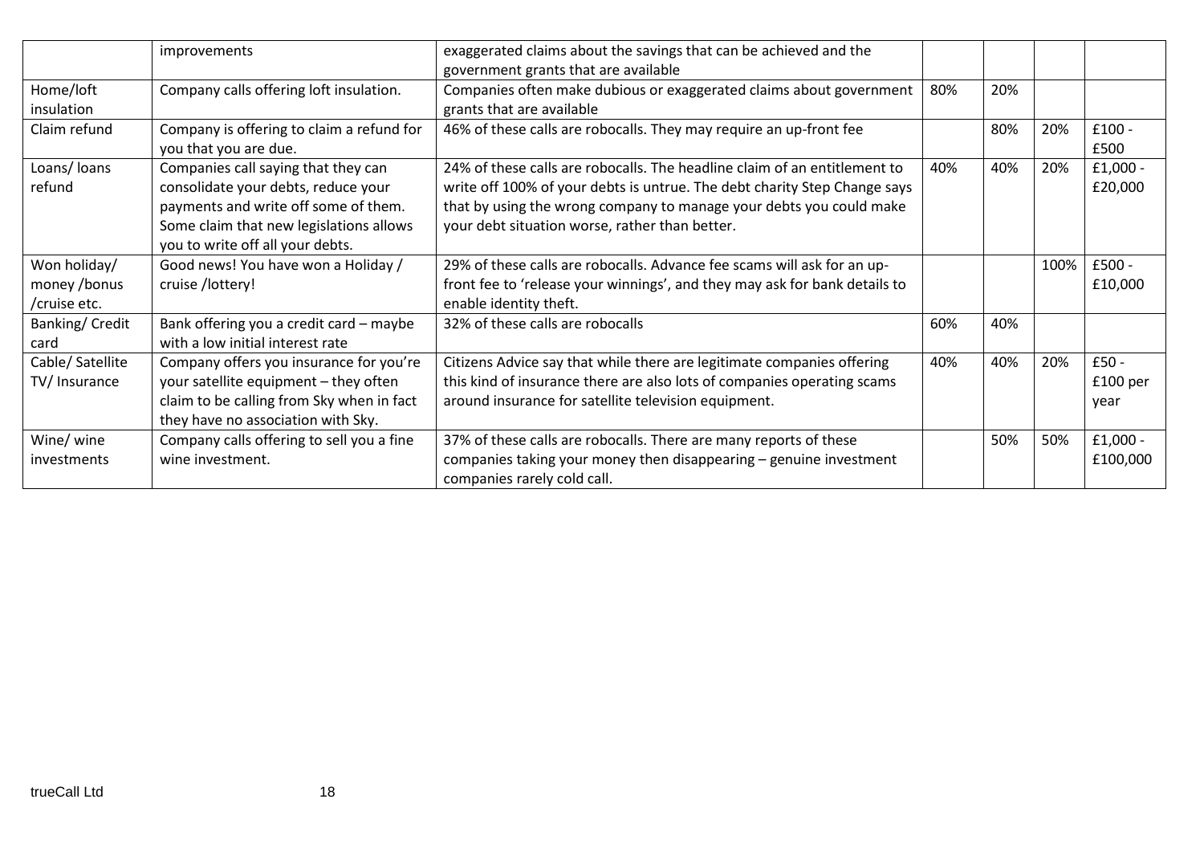| | | | | | | |
|---|---|---|---|---|---|---|
| | improvements | exaggerated claims about the savings that can be achieved and the government grants that are available | | | | |
| Home/loft insulation | Company calls offering loft insulation. | Companies often make dubious or exaggerated claims about government grants that are available | 80% | 20% | | |
| Claim refund | Company is offering to claim a refund for you that you are due. | 46% of these calls are robocalls. They may require an up-front fee | | 80% | 20% | £100 - £500 |
| Loans/ loans refund | Companies call saying that they can consolidate your debts, reduce your payments and write off some of them. Some claim that new legislations allows you to write off all your debts. | 24% of these calls are robocalls. The headline claim of an entitlement to write off 100% of your debts is untrue. The debt charity Step Change says that by using the wrong company to manage your debts you could make your debt situation worse, rather than better. | 40% | 40% | 20% | £1,000 - £20,000 |
| Won holiday/ money /bonus /cruise etc. | Good news! You have won a Holiday / cruise /lottery! | 29% of these calls are robocalls. Advance fee scams will ask for an up-front fee to 'release your winnings', and they may ask for bank details to enable identity theft. | | | 100% | £500 - £10,000 |
| Banking/ Credit card | Bank offering you a credit card – maybe with a low initial interest rate | 32% of these calls are robocalls | 60% | 40% | | |
| Cable/ Satellite TV/ Insurance | Company offers you insurance for you're your satellite equipment – they often claim to be calling from Sky when in fact they have no association with Sky. | Citizens Advice say that while there are legitimate companies offering this kind of insurance there are also lots of companies operating scams around insurance for satellite television equipment. | 40% | 40% | 20% | £50 - £100 per year |
| Wine/ wine investments | Company calls offering to sell you a fine wine investment. | 37% of these calls are robocalls. There are many reports of these companies taking your money then disappearing – genuine investment companies rarely cold call. | | 50% | 50% | £1,000 - £100,000 |